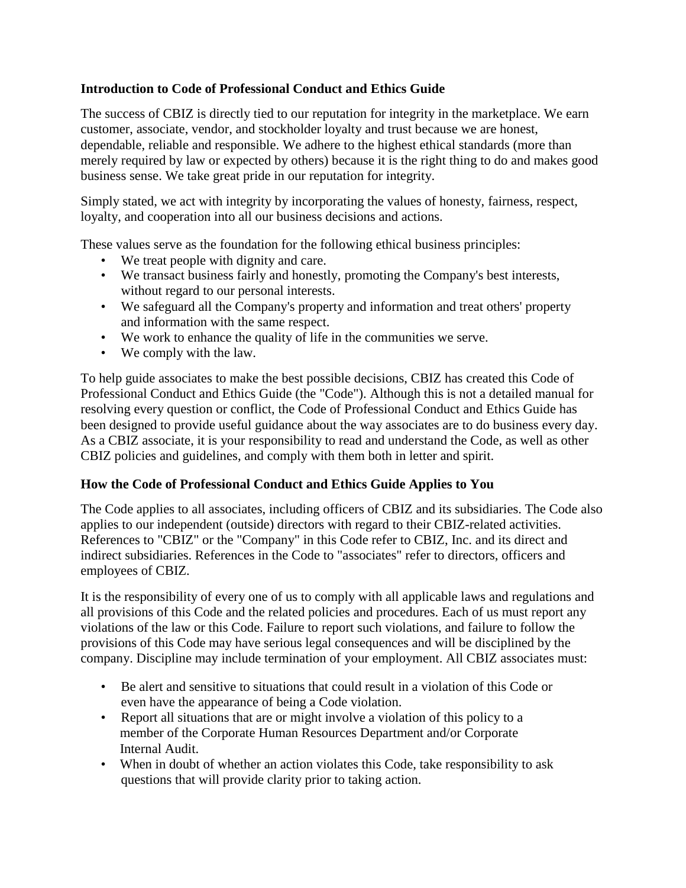**Introduction to Code of Professional Conduct and Ethics Guide**

The success of CBIZ is directly tied to our reputation for integrity in the marketplace. We earn customer, associate, vendor, and stockholder loyalty and trust because we are honest, dependable, reliable and responsible. We adhere to the highest ethical standards (more than merely required by law or expected by others) because it is the right thing to do and makes good business sense. We take great pride in our reputation for integrity.

Simply stated, we act with integrity by incorporating the values of honesty, fairness, respect, loyalty, and cooperation into all our business decisions and actions.

These values serve as the foundation for the following ethical business principles:

- We treat people with dignity and care.
- We transact business fairly and honestly, promoting the Company's best interests, without regard to our personal interests.
- We safeguard all the Company's property and information and treat others' property and information with the same respect.
- We work to enhance the quality of life in the communities we serve.
- We comply with the law.

To help guide associates to make the best possible decisions, CBIZ has created this Code of Professional Conduct and Ethics Guide (the "Code"). Although this is not a detailed manual for resolving every question or conflict, the Code of Professional Conduct and Ethics Guide has been designed to provide useful guidance about the way associates are to do business every day. As a CBIZ associate, it is your responsibility to read and understand the Code, as well as other CBIZ policies and guidelines, and comply with them both in letter and spirit.

**How the Code of Professional Conduct and Ethics Guide Applies to You**

The Code applies to all associates, including officers of CBIZ and its subsidiaries. The Code also applies to our independent (outside) directors with regard to their CBIZ-related activities. References to "CBIZ" or the "Company" in this Code refer to CBIZ, Inc. and its direct and indirect subsidiaries. References in the Code to "associates" refer to directors, officers and employees of CBIZ.

It is the responsibility of every one of us to comply with all applicable laws and regulations and all provisions of this Code and the related policies and procedures. Each of us must report any violations of the law or this Code. Failure to report such violations, and failure to follow the provisions of this Code may have serious legal consequences and will be disciplined by the company. Discipline may include termination of your employment. All CBIZ associates must:

- Be alert and sensitive to situations that could result in a violation of this Code or even have the appearance of being a Code violation.
- Report all situations that are or might involve a violation of this policy to a member of the Corporate Human Resources Department and/or Corporate Internal Audit.
- When in doubt of whether an action violates this Code, take responsibility to ask questions that will provide clarity prior to taking action.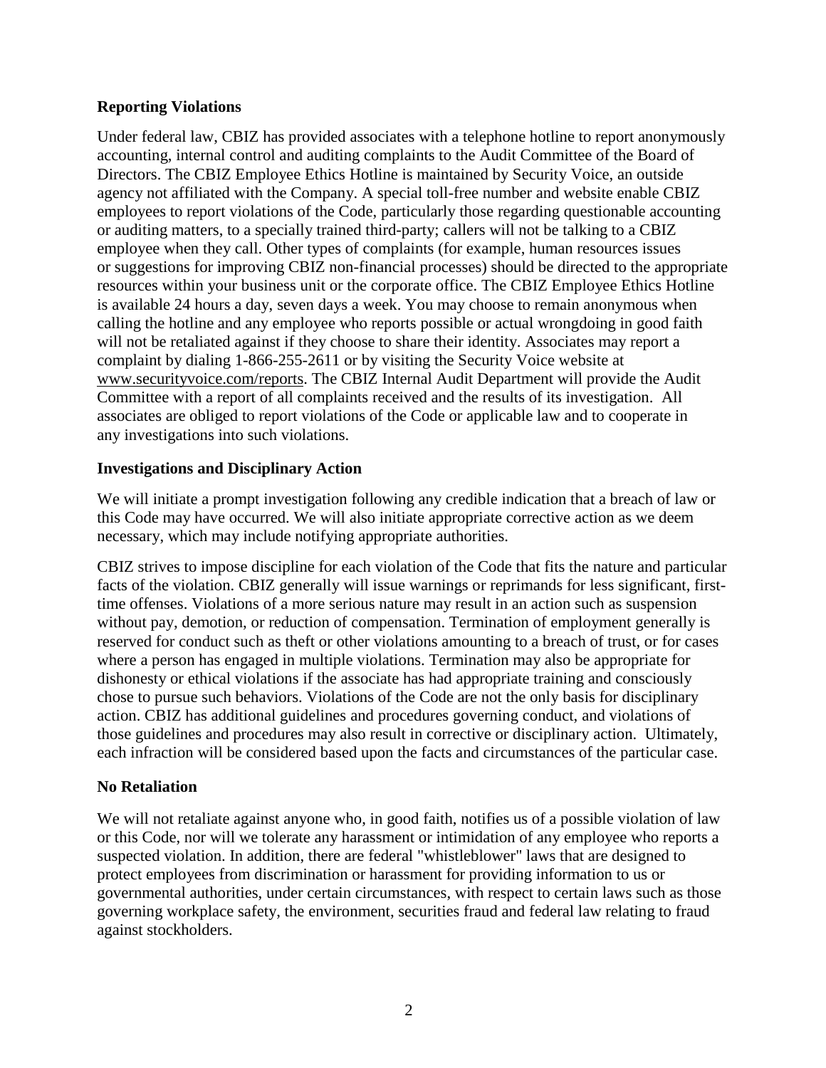**Reporting Violations**

Under federal law, CBIZ has provided associates with a telephone hotline to report anonymously accounting, internal control and auditing complaints to the Audit Committee of the Board of Directors. The CBIZ Employee Ethics Hotline is maintained by Security Voice, an outside agency not affiliated with the Company. A special toll-free number and website enable CBIZ employees to report violations of the Code, particularly those regarding questionable accounting or auditing matters, to a specially trained third-party; callers will not be talking to a CBIZ employee when they call. Other types of complaints (for example, human resources issues or suggestions for improving CBIZ non-financial processes) should be directed to the appropriate resources within your business unit or the corporate office. The CBIZ Employee Ethics Hotline is available 24 hours a day, seven days a week. You may choose to remain anonymous when calling the hotline and any employee who reports possible or actual wrongdoing in good faith will not be retaliated against if they choose to share their identity. Associates may report a complaint by dialing 1-866-255-2611 or by visiting the Security Voice website at www.securityvoice.com/reports. The CBIZ Internal Audit Department will provide the Audit Committee with a report of all complaints received and the results of its investigation. All associates are obliged to report violations of the Code or applicable law and to cooperate in any investigations into such violations.

**Investigations and Disciplinary Action**

We will initiate a prompt investigation following any credible indication that a breach of law or this Code may have occurred. We will also initiate appropriate corrective action as we deem necessary, which may include notifying appropriate authorities.

CBIZ strives to impose discipline for each violation of the Code that fits the nature and particular facts of the violation. CBIZ generally will issue warnings or reprimands for less significant, first-time offenses. Violations of a more serious nature may result in an action such as suspension without pay, demotion, or reduction of compensation. Termination of employment generally is reserved for conduct such as theft or other violations amounting to a breach of trust, or for cases where a person has engaged in multiple violations. Termination may also be appropriate for dishonesty or ethical violations if the associate has had appropriate training and consciously chose to pursue such behaviors. Violations of the Code are not the only basis for disciplinary action. CBIZ has additional guidelines and procedures governing conduct, and violations of those guidelines and procedures may also result in corrective or disciplinary action. Ultimately, each infraction will be considered based upon the facts and circumstances of the particular case.

**No Retaliation**

We will not retaliate against anyone who, in good faith, notifies us of a possible violation of law or this Code, nor will we tolerate any harassment or intimidation of any employee who reports a suspected violation. In addition, there are federal "whistleblower" laws that are designed to protect employees from discrimination or harassment for providing information to us or governmental authorities, under certain circumstances, with respect to certain laws such as those governing workplace safety, the environment, securities fraud and federal law relating to fraud against stockholders.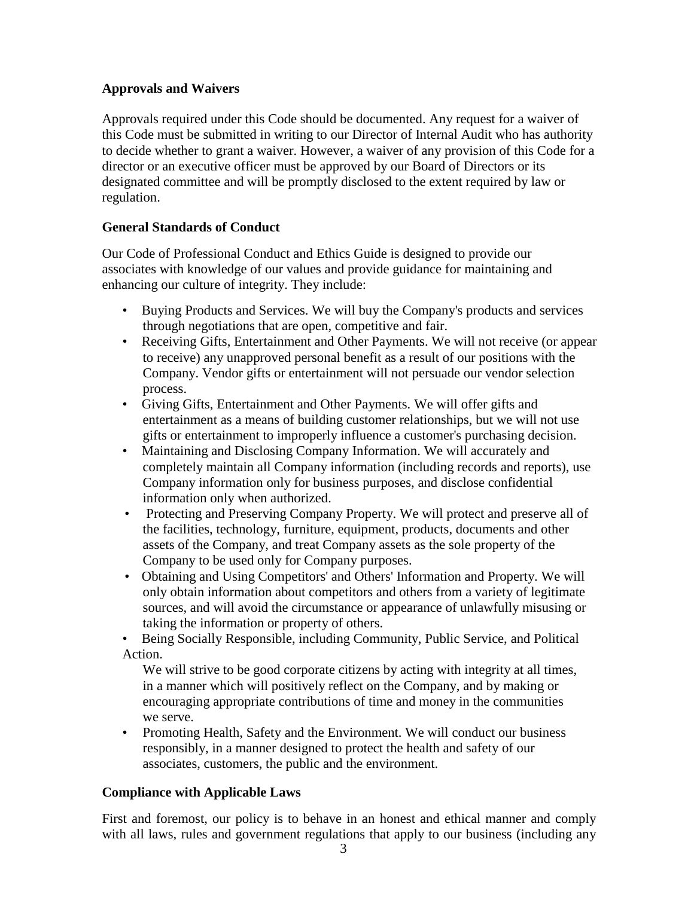**Approvals and Waivers**

Approvals required under this Code should be documented. Any request for a waiver of this Code must be submitted in writing to our Director of Internal Audit who has authority to decide whether to grant a waiver. However, a waiver of any provision of this Code for a director or an executive officer must be approved by our Board of Directors or its designated committee and will be promptly disclosed to the extent required by law or regulation.

**General Standards of Conduct**

Our Code of Professional Conduct and Ethics Guide is designed to provide our associates with knowledge of our values and provide guidance for maintaining and enhancing our culture of integrity. They include:

- Buying Products and Services. We will buy the Company's products and services through negotiations that are open, competitive and fair.
- Receiving Gifts, Entertainment and Other Payments. We will not receive (or appear to receive) any unapproved personal benefit as a result of our positions with the Company. Vendor gifts or entertainment will not persuade our vendor selection process.
- Giving Gifts, Entertainment and Other Payments. We will offer gifts and entertainment as a means of building customer relationships, but we will not use gifts or entertainment to improperly influence a customer's purchasing decision.
- Maintaining and Disclosing Company Information. We will accurately and completely maintain all Company information (including records and reports), use Company information only for business purposes, and disclose confidential information only when authorized.
- Protecting and Preserving Company Property. We will protect and preserve all of the facilities, technology, furniture, equipment, products, documents and other assets of the Company, and treat Company assets as the sole property of the Company to be used only for Company purposes.
- Obtaining and Using Competitors' and Others' Information and Property. We will only obtain information about competitors and others from a variety of legitimate sources, and will avoid the circumstance or appearance of unlawfully misusing or taking the information or property of others.
- Being Socially Responsible, including Community, Public Service, and Political Action.

  We will strive to be good corporate citizens by acting with integrity at all times, in a manner which will positively reflect on the Company, and by making or encouraging appropriate contributions of time and money in the communities we serve.
- Promoting Health, Safety and the Environment. We will conduct our business responsibly, in a manner designed to protect the health and safety of our associates, customers, the public and the environment.

**Compliance with Applicable Laws**

First and foremost, our policy is to behave in an honest and ethical manner and comply with all laws, rules and government regulations that apply to our business (including any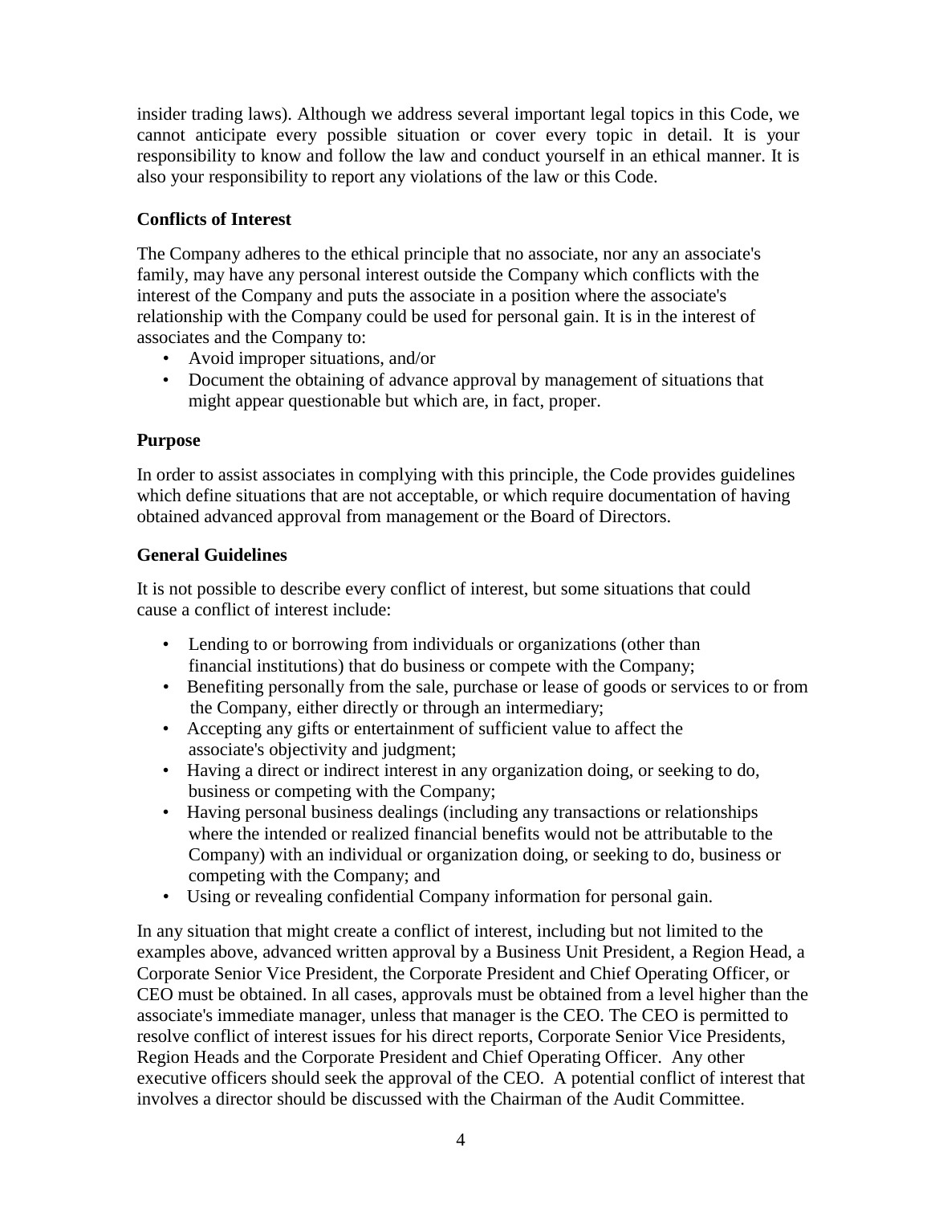insider trading laws). Although we address several important legal topics in this Code, we cannot anticipate every possible situation or cover every topic in detail. It is your responsibility to know and follow the law and conduct yourself in an ethical manner. It is also your responsibility to report any violations of the law or this Code.

**Conflicts of Interest**

The Company adheres to the ethical principle that no associate, nor any an associate's family, may have any personal interest outside the Company which conflicts with the interest of the Company and puts the associate in a position where the associate's relationship with the Company could be used for personal gain. It is in the interest of associates and the Company to:

- Avoid improper situations, and/or
- Document the obtaining of advance approval by management of situations that might appear questionable but which are, in fact, proper.

**Purpose**

In order to assist associates in complying with this principle, the Code provides guidelines which define situations that are not acceptable, or which require documentation of having obtained advanced approval from management or the Board of Directors.

**General Guidelines**

It is not possible to describe every conflict of interest, but some situations that could cause a conflict of interest include:

- Lending to or borrowing from individuals or organizations (other than financial institutions) that do business or compete with the Company;
- Benefiting personally from the sale, purchase or lease of goods or services to or from the Company, either directly or through an intermediary;
- Accepting any gifts or entertainment of sufficient value to affect the associate's objectivity and judgment;
- Having a direct or indirect interest in any organization doing, or seeking to do, business or competing with the Company;
- Having personal business dealings (including any transactions or relationships where the intended or realized financial benefits would not be attributable to the Company) with an individual or organization doing, or seeking to do, business or competing with the Company; and
- Using or revealing confidential Company information for personal gain.

In any situation that might create a conflict of interest, including but not limited to the examples above, advanced written approval by a Business Unit President, a Region Head, a Corporate Senior Vice President, the Corporate President and Chief Operating Officer, or CEO must be obtained. In all cases, approvals must be obtained from a level higher than the associate's immediate manager, unless that manager is the CEO. The CEO is permitted to resolve conflict of interest issues for his direct reports, Corporate Senior Vice Presidents, Region Heads and the Corporate President and Chief Operating Officer. Any other executive officers should seek the approval of the CEO. A potential conflict of interest that involves a director should be discussed with the Chairman of the Audit Committee.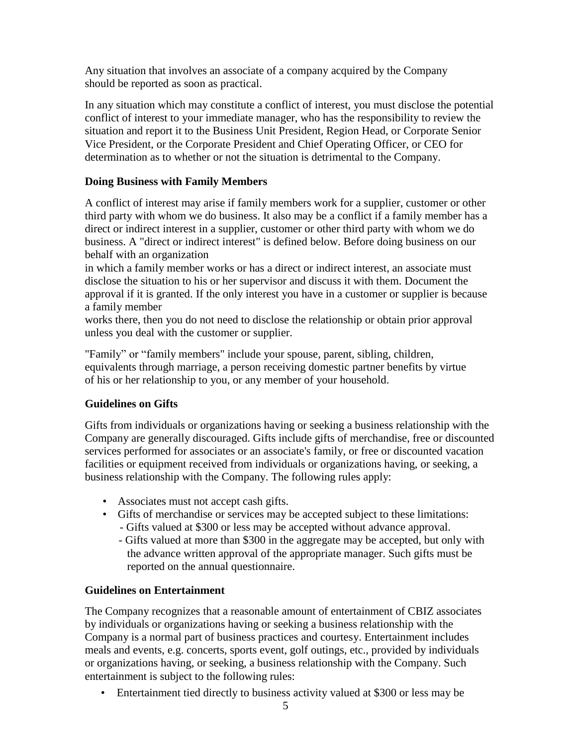Any situation that involves an associate of a company acquired by the Company should be reported as soon as practical.

In any situation which may constitute a conflict of interest, you must disclose the potential conflict of interest to your immediate manager, who has the responsibility to review the situation and report it to the Business Unit President, Region Head, or Corporate Senior Vice President, or the Corporate President and Chief Operating Officer, or CEO for determination as to whether or not the situation is detrimental to the Company.

**Doing Business with Family Members**

A conflict of interest may arise if family members work for a supplier, customer or other third party with whom we do business. It also may be a conflict if a family member has a direct or indirect interest in a supplier, customer or other third party with whom we do business. A "direct or indirect interest" is defined below. Before doing business on our behalf with an organization in which a family member works or has a direct or indirect interest, an associate must disclose the situation to his or her supervisor and discuss it with them. Document the approval if it is granted. If the only interest you have in a customer or supplier is because a family member works there, then you do not need to disclose the relationship or obtain prior approval unless you deal with the customer or supplier.

"Family" or "family members" include your spouse, parent, sibling, children, equivalents through marriage, a person receiving domestic partner benefits by virtue of his or her relationship to you, or any member of your household.

**Guidelines on Gifts**

Gifts from individuals or organizations having or seeking a business relationship with the Company are generally discouraged. Gifts include gifts of merchandise, free or discounted services performed for associates or an associate's family, or free or discounted vacation facilities or equipment received from individuals or organizations having, or seeking, a business relationship with the Company. The following rules apply:

- Associates must not accept cash gifts.
- Gifts of merchandise or services may be accepted subject to these limitations:
  - Gifts valued at $300 or less may be accepted without advance approval.
  - Gifts valued at more than $300 in the aggregate may be accepted, but only with the advance written approval of the appropriate manager. Such gifts must be reported on the annual questionnaire.

**Guidelines on Entertainment**

The Company recognizes that a reasonable amount of entertainment of CBIZ associates by individuals or organizations having or seeking a business relationship with the Company is a normal part of business practices and courtesy. Entertainment includes meals and events, e.g. concerts, sports event, golf outings, etc., provided by individuals or organizations having, or seeking, a business relationship with the Company. Such entertainment is subject to the following rules:

- Entertainment tied directly to business activity valued at $300 or less may be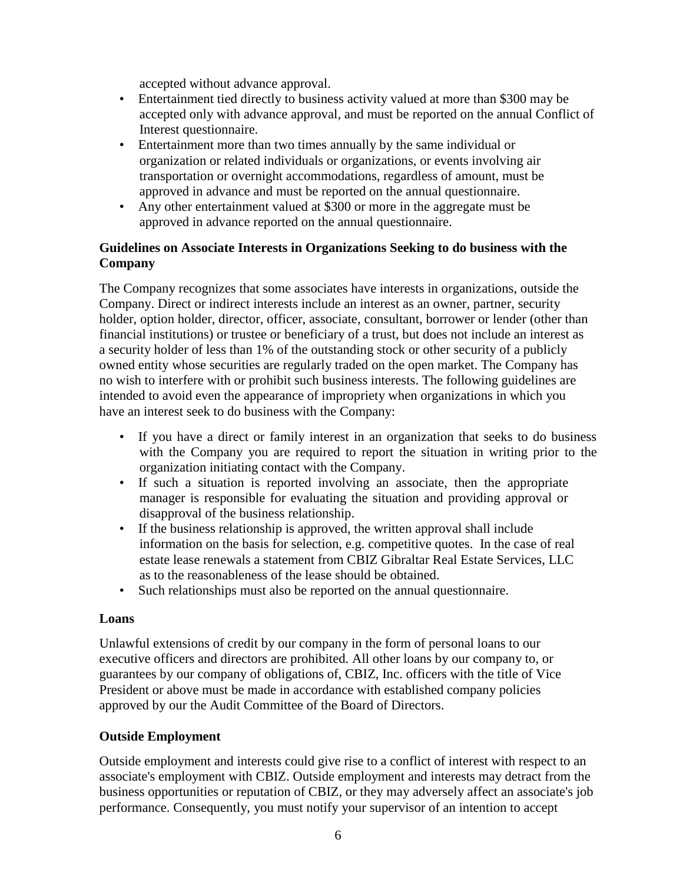accepted without advance approval.

- Entertainment tied directly to business activity valued at more than $300 may be accepted only with advance approval, and must be reported on the annual Conflict of Interest questionnaire.
- Entertainment more than two times annually by the same individual or organization or related individuals or organizations, or events involving air transportation or overnight accommodations, regardless of amount, must be approved in advance and must be reported on the annual questionnaire.
- Any other entertainment valued at $300 or more in the aggregate must be approved in advance reported on the annual questionnaire.

**Guidelines on Associate Interests in Organizations Seeking to do business with the Company**

The Company recognizes that some associates have interests in organizations, outside the Company. Direct or indirect interests include an interest as an owner, partner, security holder, option holder, director, officer, associate, consultant, borrower or lender (other than financial institutions) or trustee or beneficiary of a trust, but does not include an interest as a security holder of less than 1% of the outstanding stock or other security of a publicly owned entity whose securities are regularly traded on the open market. The Company has no wish to interfere with or prohibit such business interests. The following guidelines are intended to avoid even the appearance of impropriety when organizations in which you have an interest seek to do business with the Company:

- If you have a direct or family interest in an organization that seeks to do business with the Company you are required to report the situation in writing prior to the organization initiating contact with the Company.
- If such a situation is reported involving an associate, then the appropriate manager is responsible for evaluating the situation and providing approval or disapproval of the business relationship.
- If the business relationship is approved, the written approval shall include information on the basis for selection, e.g. competitive quotes. In the case of real estate lease renewals a statement from CBIZ Gibraltar Real Estate Services, LLC as to the reasonableness of the lease should be obtained.
- Such relationships must also be reported on the annual questionnaire.

**Loans**

Unlawful extensions of credit by our company in the form of personal loans to our executive officers and directors are prohibited. All other loans by our company to, or guarantees by our company of obligations of, CBIZ, Inc. officers with the title of Vice President or above must be made in accordance with established company policies approved by our the Audit Committee of the Board of Directors.

**Outside Employment**

Outside employment and interests could give rise to a conflict of interest with respect to an associate's employment with CBIZ. Outside employment and interests may detract from the business opportunities or reputation of CBIZ, or they may adversely affect an associate's job performance. Consequently, you must notify your supervisor of an intention to accept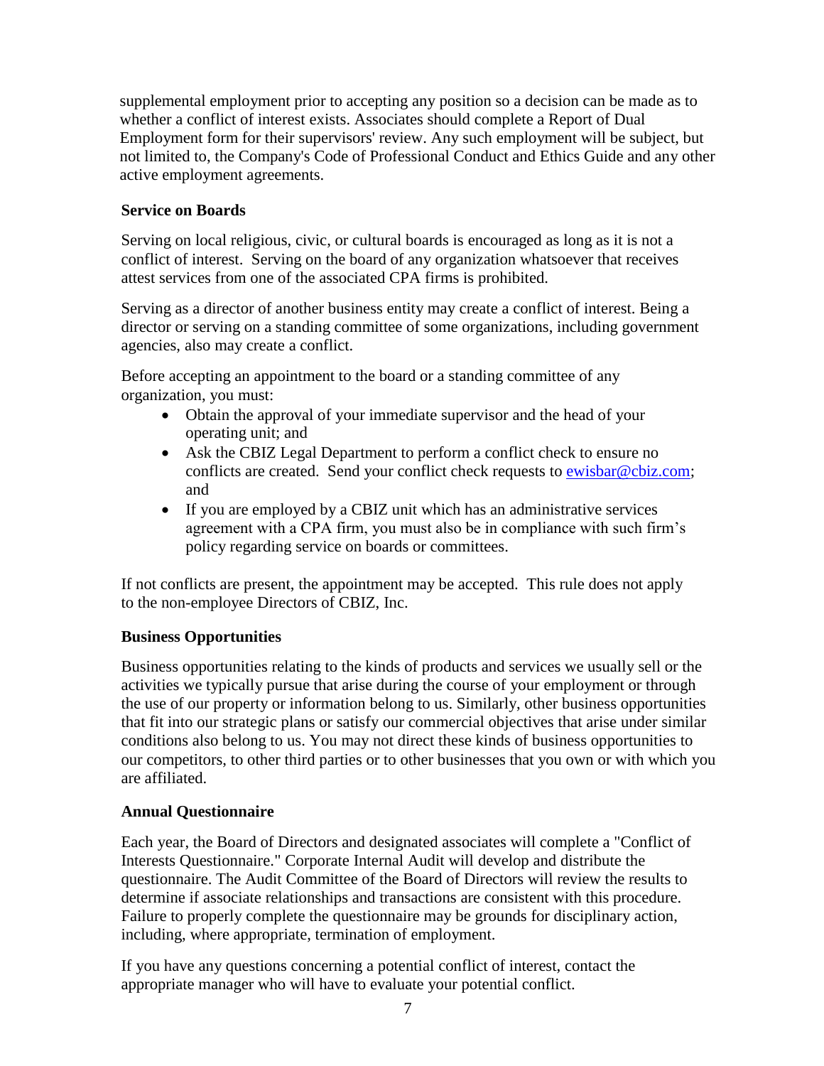supplemental employment prior to accepting any position so a decision can be made as to whether a conflict of interest exists. Associates should complete a Report of Dual Employment form for their supervisors' review. Any such employment will be subject, but not limited to, the Company's Code of Professional Conduct and Ethics Guide and any other active employment agreements.

**Service on Boards**

Serving on local religious, civic, or cultural boards is encouraged as long as it is not a conflict of interest. Serving on the board of any organization whatsoever that receives attest services from one of the associated CPA firms is prohibited.

Serving as a director of another business entity may create a conflict of interest. Being a director or serving on a standing committee of some organizations, including government agencies, also may create a conflict.

Before accepting an appointment to the board or a standing committee of any organization, you must:

- Obtain the approval of your immediate supervisor and the head of your operating unit; and
- Ask the CBIZ Legal Department to perform a conflict check to ensure no conflicts are created. Send your conflict check requests to ewisbar@cbiz.com; and
- If you are employed by a CBIZ unit which has an administrative services agreement with a CPA firm, you must also be in compliance with such firm's policy regarding service on boards or committees.

If not conflicts are present, the appointment may be accepted. This rule does not apply to the non-employee Directors of CBIZ, Inc.

**Business Opportunities**

Business opportunities relating to the kinds of products and services we usually sell or the activities we typically pursue that arise during the course of your employment or through the use of our property or information belong to us. Similarly, other business opportunities that fit into our strategic plans or satisfy our commercial objectives that arise under similar conditions also belong to us. You may not direct these kinds of business opportunities to our competitors, to other third parties or to other businesses that you own or with which you are affiliated.

**Annual Questionnaire**

Each year, the Board of Directors and designated associates will complete a "Conflict of Interests Questionnaire." Corporate Internal Audit will develop and distribute the questionnaire. The Audit Committee of the Board of Directors will review the results to determine if associate relationships and transactions are consistent with this procedure. Failure to properly complete the questionnaire may be grounds for disciplinary action, including, where appropriate, termination of employment.

If you have any questions concerning a potential conflict of interest, contact the appropriate manager who will have to evaluate your potential conflict.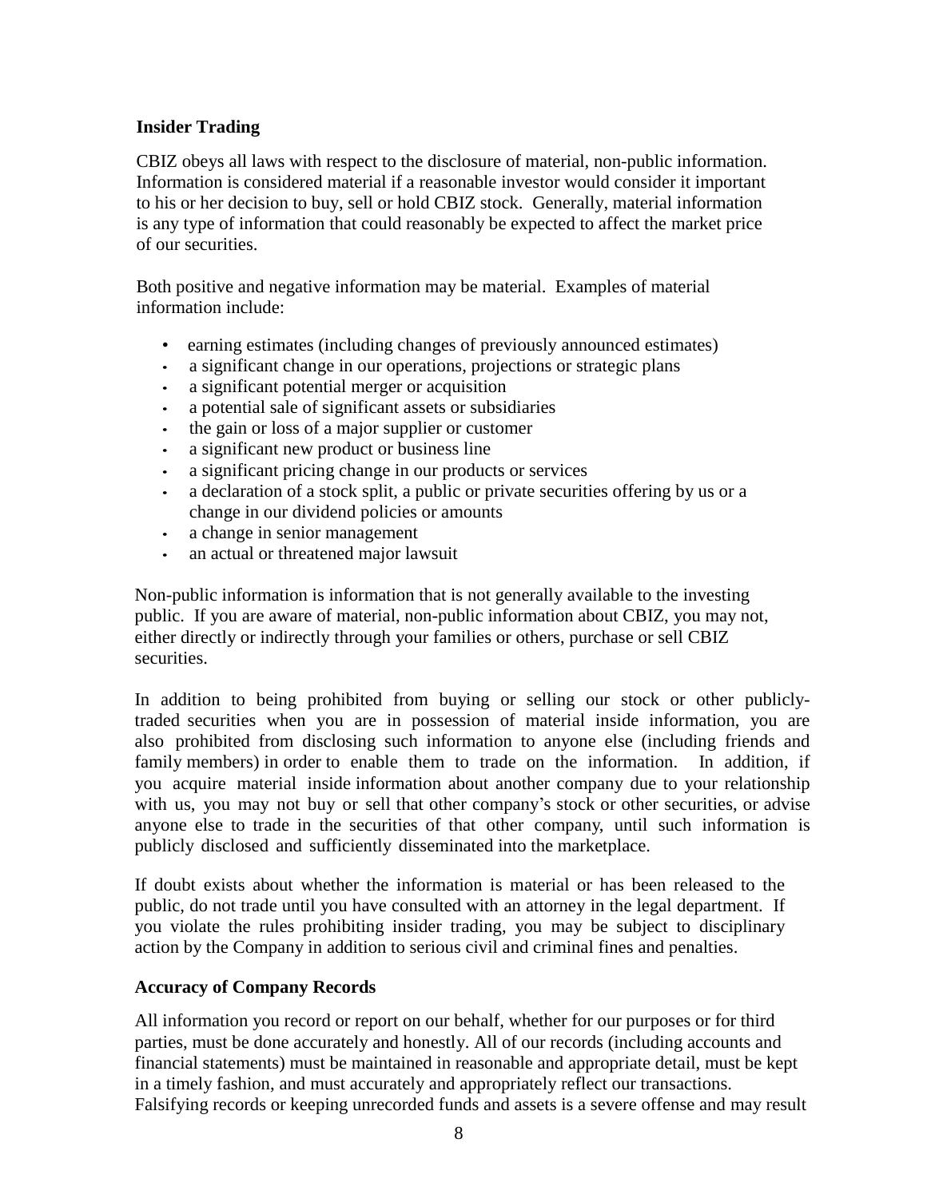**Insider Trading**

CBIZ obeys all laws with respect to the disclosure of material, non-public information. Information is considered material if a reasonable investor would consider it important to his or her decision to buy, sell or hold CBIZ stock. Generally, material information is any type of information that could reasonably be expected to affect the market price of our securities.

Both positive and negative information may be material. Examples of material information include:

- earning estimates (including changes of previously announced estimates)
- a significant change in our operations, projections or strategic plans
- a significant potential merger or acquisition
- a potential sale of significant assets or subsidiaries
- the gain or loss of a major supplier or customer
- a significant new product or business line
- a significant pricing change in our products or services
- a declaration of a stock split, a public or private securities offering by us or a change in our dividend policies or amounts
- a change in senior management
- an actual or threatened major lawsuit

Non-public information is information that is not generally available to the investing public. If you are aware of material, non-public information about CBIZ, you may not, either directly or indirectly through your families or others, purchase or sell CBIZ securities.

In addition to being prohibited from buying or selling our stock or other publicly-traded securities when you are in possession of material inside information, you are also prohibited from disclosing such information to anyone else (including friends and family members) in order to enable them to trade on the information. In addition, if you acquire material inside information about another company due to your relationship with us, you may not buy or sell that other company's stock or other securities, or advise anyone else to trade in the securities of that other company, until such information is publicly disclosed and sufficiently disseminated into the marketplace.

If doubt exists about whether the information is material or has been released to the public, do not trade until you have consulted with an attorney in the legal department. If you violate the rules prohibiting insider trading, you may be subject to disciplinary action by the Company in addition to serious civil and criminal fines and penalties.

**Accuracy of Company Records**

All information you record or report on our behalf, whether for our purposes or for third parties, must be done accurately and honestly. All of our records (including accounts and financial statements) must be maintained in reasonable and appropriate detail, must be kept in a timely fashion, and must accurately and appropriately reflect our transactions. Falsifying records or keeping unrecorded funds and assets is a severe offense and may result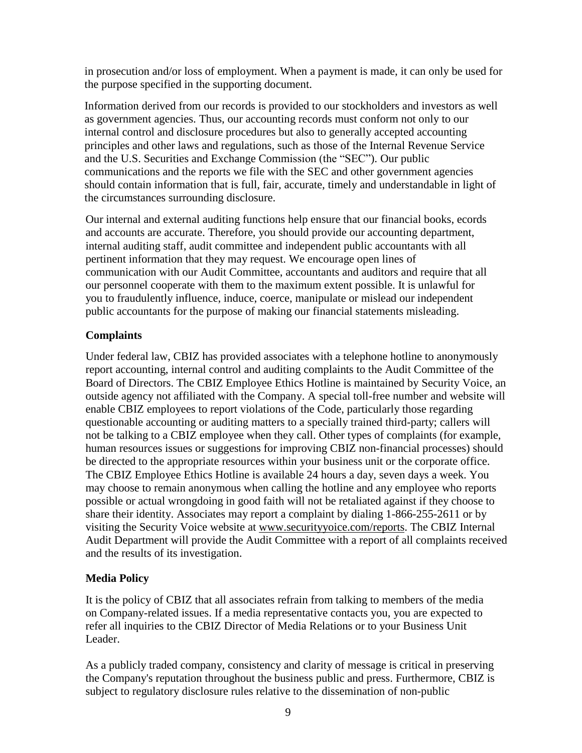in prosecution and/or loss of employment. When a payment is made, it can only be used for the purpose specified in the supporting document.

Information derived from our records is provided to our stockholders and investors as well as government agencies. Thus, our accounting records must conform not only to our internal control and disclosure procedures but also to generally accepted accounting principles and other laws and regulations, such as those of the Internal Revenue Service and the U.S. Securities and Exchange Commission (the "SEC"). Our public communications and the reports we file with the SEC and other government agencies should contain information that is full, fair, accurate, timely and understandable in light of the circumstances surrounding disclosure.

Our internal and external auditing functions help ensure that our financial books, ecords and accounts are accurate. Therefore, you should provide our accounting department, internal auditing staff, audit committee and independent public accountants with all pertinent information that they may request. We encourage open lines of communication with our Audit Committee, accountants and auditors and require that all our personnel cooperate with them to the maximum extent possible. It is unlawful for you to fraudulently influence, induce, coerce, manipulate or mislead our independent public accountants for the purpose of making our financial statements misleading.

**Complaints**

Under federal law, CBIZ has provided associates with a telephone hotline to anonymously report accounting, internal control and auditing complaints to the Audit Committee of the Board of Directors. The CBIZ Employee Ethics Hotline is maintained by Security Voice, an outside agency not affiliated with the Company. A special toll-free number and website will enable CBIZ employees to report violations of the Code, particularly those regarding questionable accounting or auditing matters to a specially trained third-party; callers will not be talking to a CBIZ employee when they call. Other types of complaints (for example, human resources issues or suggestions for improving CBIZ non-financial processes) should be directed to the appropriate resources within your business unit or the corporate office. The CBIZ Employee Ethics Hotline is available 24 hours a day, seven days a week. You may choose to remain anonymous when calling the hotline and any employee who reports possible or actual wrongdoing in good faith will not be retaliated against if they choose to share their identity. Associates may report a complaint by dialing 1-866-255-2611 or by visiting the Security Voice website at www.securityyoice.com/reports. The CBIZ Internal Audit Department will provide the Audit Committee with a report of all complaints received and the results of its investigation.

**Media Policy**

It is the policy of CBIZ that all associates refrain from talking to members of the media on Company-related issues. If a media representative contacts you, you are expected to refer all inquiries to the CBIZ Director of Media Relations or to your Business Unit Leader.

As a publicly traded company, consistency and clarity of message is critical in preserving the Company's reputation throughout the business public and press. Furthermore, CBIZ is subject to regulatory disclosure rules relative to the dissemination of non-public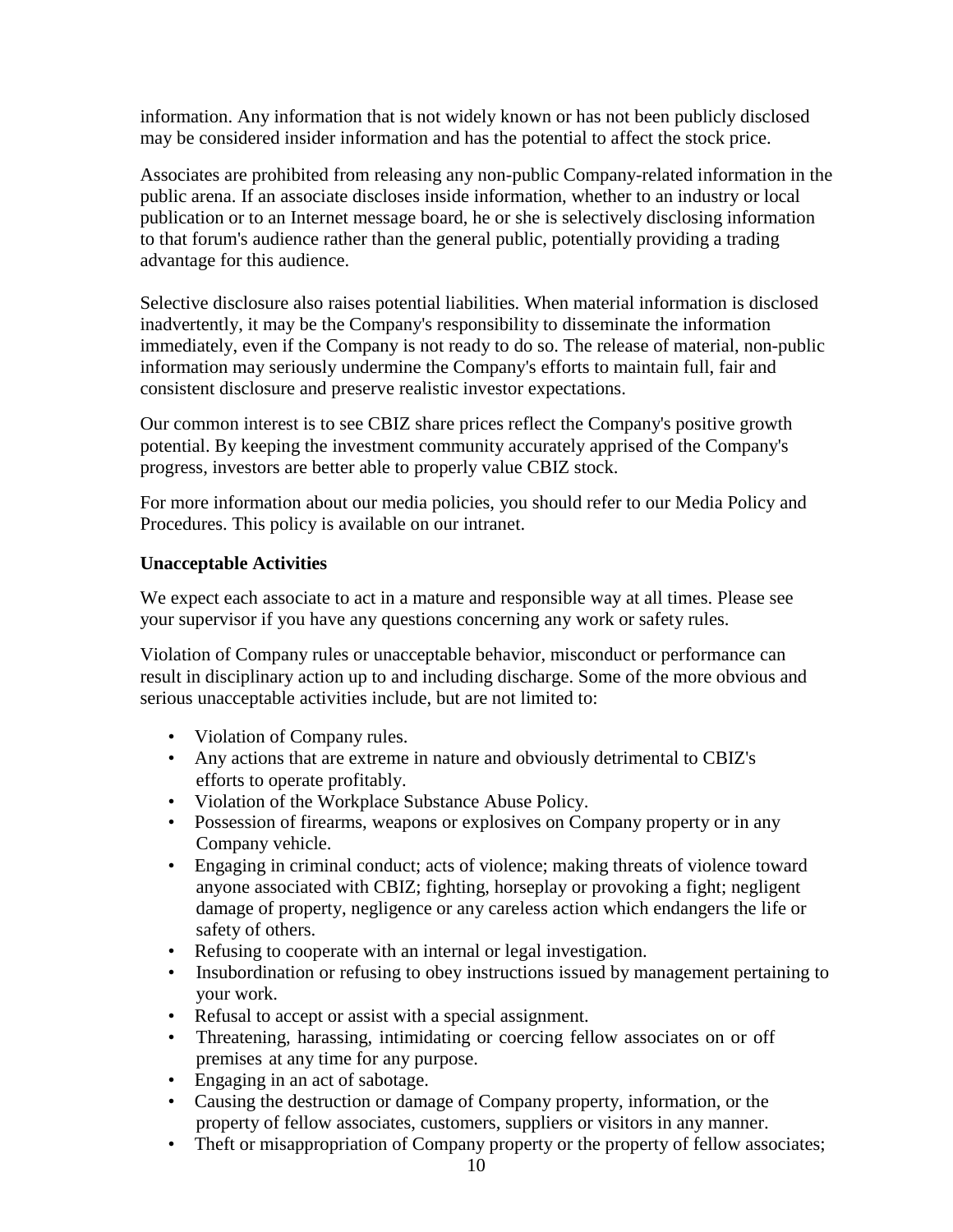information. Any information that is not widely known or has not been publicly disclosed may be considered insider information and has the potential to affect the stock price.

Associates are prohibited from releasing any non-public Company-related information in the public arena. If an associate discloses inside information, whether to an industry or local publication or to an Internet message board, he or she is selectively disclosing information to that forum's audience rather than the general public, potentially providing a trading advantage for this audience.

Selective disclosure also raises potential liabilities. When material information is disclosed inadvertently, it may be the Company's responsibility to disseminate the information immediately, even if the Company is not ready to do so. The release of material, non-public information may seriously undermine the Company's efforts to maintain full, fair and consistent disclosure and preserve realistic investor expectations.

Our common interest is to see CBIZ share prices reflect the Company's positive growth potential. By keeping the investment community accurately apprised of the Company's progress, investors are better able to properly value CBIZ stock.

For more information about our media policies, you should refer to our Media Policy and Procedures. This policy is available on our intranet.

**Unacceptable Activities**

We expect each associate to act in a mature and responsible way at all times. Please see your supervisor if you have any questions concerning any work or safety rules.

Violation of Company rules or unacceptable behavior, misconduct or performance can result in disciplinary action up to and including discharge. Some of the more obvious and serious unacceptable activities include, but are not limited to:

- Violation of Company rules.
- Any actions that are extreme in nature and obviously detrimental to CBIZ's efforts to operate profitably.
- Violation of the Workplace Substance Abuse Policy.
- Possession of firearms, weapons or explosives on Company property or in any Company vehicle.
- Engaging in criminal conduct; acts of violence; making threats of violence toward anyone associated with CBIZ; fighting, horseplay or provoking a fight; negligent damage of property, negligence or any careless action which endangers the life or safety of others.
- Refusing to cooperate with an internal or legal investigation.
- Insubordination or refusing to obey instructions issued by management pertaining to your work.
- Refusal to accept or assist with a special assignment.
- Threatening, harassing, intimidating or coercing fellow associates on or off premises at any time for any purpose.
- Engaging in an act of sabotage.
- Causing the destruction or damage of Company property, information, or the property of fellow associates, customers, suppliers or visitors in any manner.
- Theft or misappropriation of Company property or the property of fellow associates;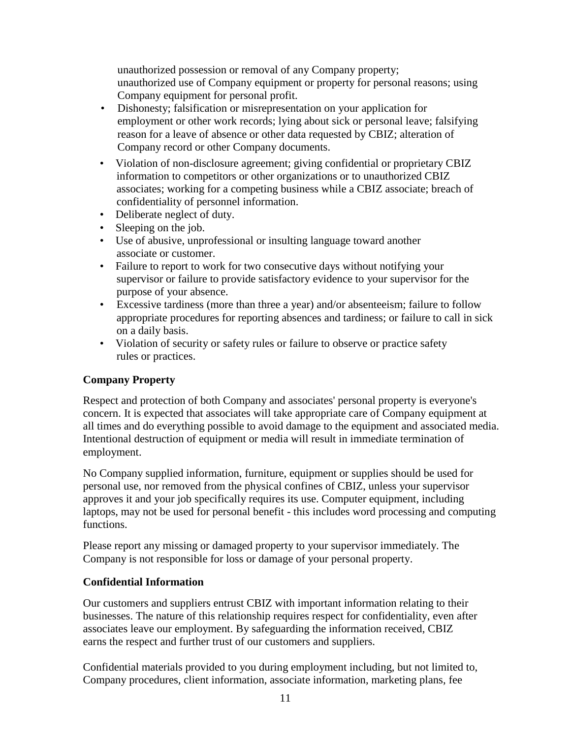unauthorized possession or removal of any Company property; unauthorized use of Company equipment or property for personal reasons; using Company equipment for personal profit.

- Dishonesty; falsification or misrepresentation on your application for employment or other work records; lying about sick or personal leave; falsifying reason for a leave of absence or other data requested by CBIZ; alteration of Company record or other Company documents.
- Violation of non-disclosure agreement; giving confidential or proprietary CBIZ information to competitors or other organizations or to unauthorized CBIZ associates; working for a competing business while a CBIZ associate; breach of confidentiality of personnel information.
- Deliberate neglect of duty.
- Sleeping on the job.
- Use of abusive, unprofessional or insulting language toward another associate or customer.
- Failure to report to work for two consecutive days without notifying your supervisor or failure to provide satisfactory evidence to your supervisor for the purpose of your absence.
- Excessive tardiness (more than three a year) and/or absenteeism; failure to follow appropriate procedures for reporting absences and tardiness; or failure to call in sick on a daily basis.
- Violation of security or safety rules or failure to observe or practice safety rules or practices.

**Company Property**

Respect and protection of both Company and associates' personal property is everyone's concern. It is expected that associates will take appropriate care of Company equipment at all times and do everything possible to avoid damage to the equipment and associated media. Intentional destruction of equipment or media will result in immediate termination of employment.

No Company supplied information, furniture, equipment or supplies should be used for personal use, nor removed from the physical confines of CBIZ, unless your supervisor approves it and your job specifically requires its use. Computer equipment, including laptops, may not be used for personal benefit - this includes word processing and computing functions.

Please report any missing or damaged property to your supervisor immediately. The Company is not responsible for loss or damage of your personal property.

**Confidential Information**

Our customers and suppliers entrust CBIZ with important information relating to their businesses. The nature of this relationship requires respect for confidentiality, even after associates leave our employment. By safeguarding the information received, CBIZ earns the respect and further trust of our customers and suppliers.

Confidential materials provided to you during employment including, but not limited to, Company procedures, client information, associate information, marketing plans, fee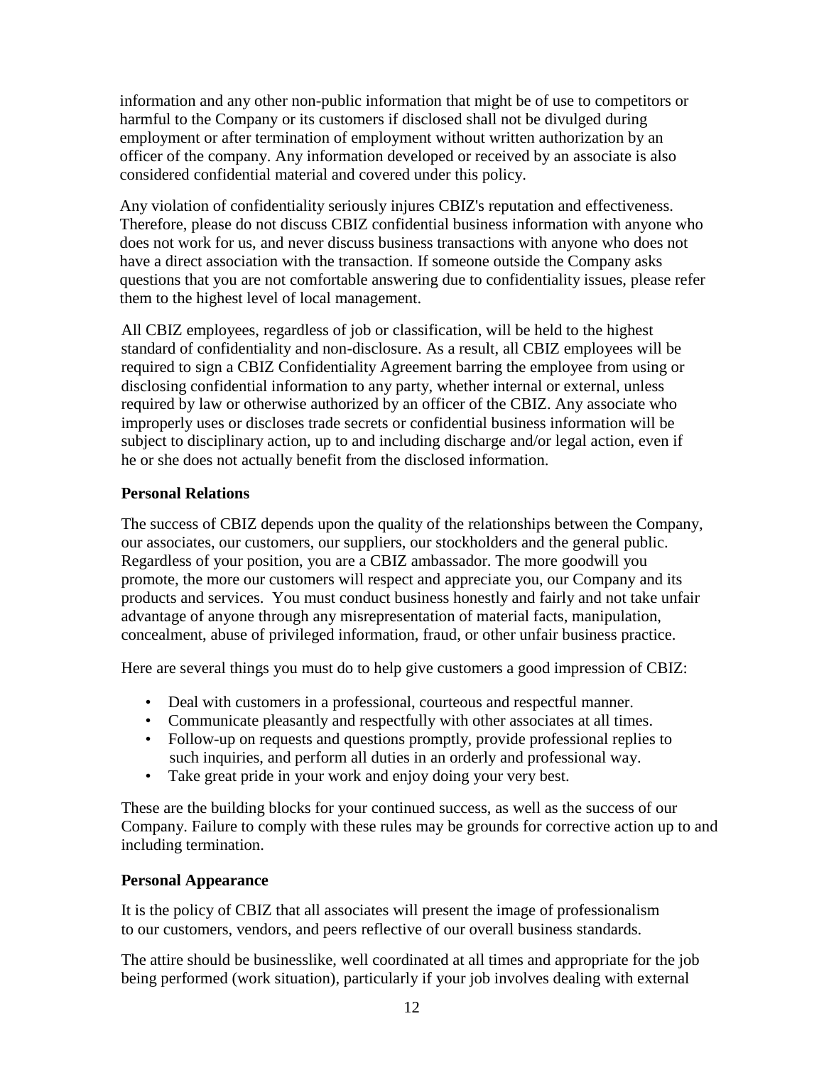information and any other non-public information that might be of use to competitors or harmful to the Company or its customers if disclosed shall not be divulged during employment or after termination of employment without written authorization by an officer of the company. Any information developed or received by an associate is also considered confidential material and covered under this policy.

Any violation of confidentiality seriously injures CBIZ's reputation and effectiveness. Therefore, please do not discuss CBIZ confidential business information with anyone who does not work for us, and never discuss business transactions with anyone who does not have a direct association with the transaction. If someone outside the Company asks questions that you are not comfortable answering due to confidentiality issues, please refer them to the highest level of local management.

All CBIZ employees, regardless of job or classification, will be held to the highest standard of confidentiality and non-disclosure. As a result, all CBIZ employees will be required to sign a CBIZ Confidentiality Agreement barring the employee from using or disclosing confidential information to any party, whether internal or external, unless required by law or otherwise authorized by an officer of the CBIZ. Any associate who improperly uses or discloses trade secrets or confidential business information will be subject to disciplinary action, up to and including discharge and/or legal action, even if he or she does not actually benefit from the disclosed information.

**Personal Relations**

The success of CBIZ depends upon the quality of the relationships between the Company, our associates, our customers, our suppliers, our stockholders and the general public. Regardless of your position, you are a CBIZ ambassador. The more goodwill you promote, the more our customers will respect and appreciate you, our Company and its products and services. You must conduct business honestly and fairly and not take unfair advantage of anyone through any misrepresentation of material facts, manipulation, concealment, abuse of privileged information, fraud, or other unfair business practice.

Here are several things you must do to help give customers a good impression of CBIZ:

- Deal with customers in a professional, courteous and respectful manner.
- Communicate pleasantly and respectfully with other associates at all times.
- Follow-up on requests and questions promptly, provide professional replies to such inquiries, and perform all duties in an orderly and professional way.
- Take great pride in your work and enjoy doing your very best.

These are the building blocks for your continued success, as well as the success of our Company. Failure to comply with these rules may be grounds for corrective action up to and including termination.

**Personal Appearance**

It is the policy of CBIZ that all associates will present the image of professionalism to our customers, vendors, and peers reflective of our overall business standards.

The attire should be businesslike, well coordinated at all times and appropriate for the job being performed (work situation), particularly if your job involves dealing with external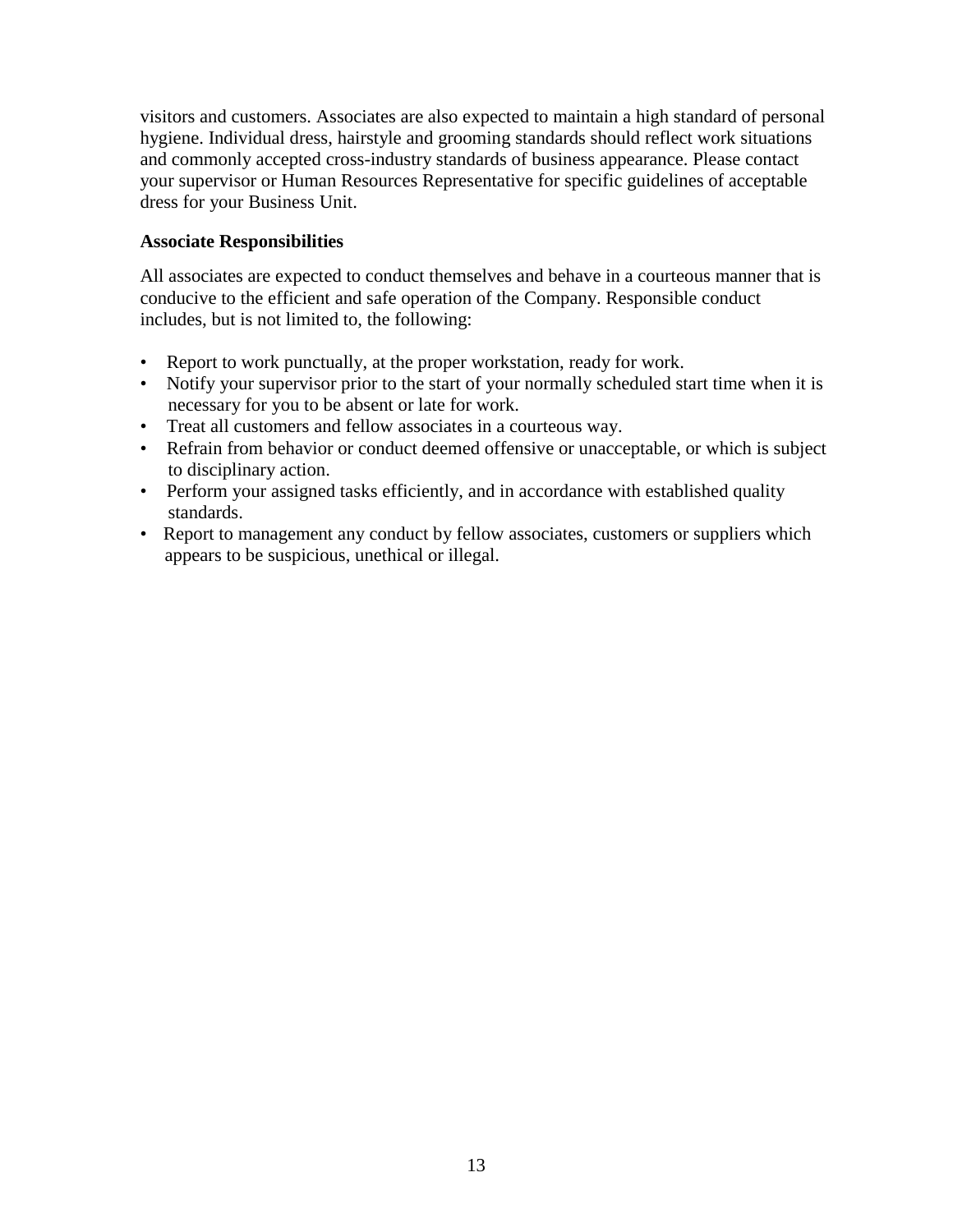visitors and customers. Associates are also expected to maintain a high standard of personal hygiene. Individual dress, hairstyle and grooming standards should reflect work situations and commonly accepted cross-industry standards of business appearance. Please contact your supervisor or Human Resources Representative for specific guidelines of acceptable dress for your Business Unit.

**Associate Responsibilities**

All associates are expected to conduct themselves and behave in a courteous manner that is conducive to the efficient and safe operation of the Company. Responsible conduct includes, but is not limited to, the following:

- Report to work punctually, at the proper workstation, ready for work.
- Notify your supervisor prior to the start of your normally scheduled start time when it is necessary for you to be absent or late for work.
- Treat all customers and fellow associates in a courteous way.
- Refrain from behavior or conduct deemed offensive or unacceptable, or which is subject to disciplinary action.
- Perform your assigned tasks efficiently, and in accordance with established quality standards.
- Report to management any conduct by fellow associates, customers or suppliers which appears to be suspicious, unethical or illegal.